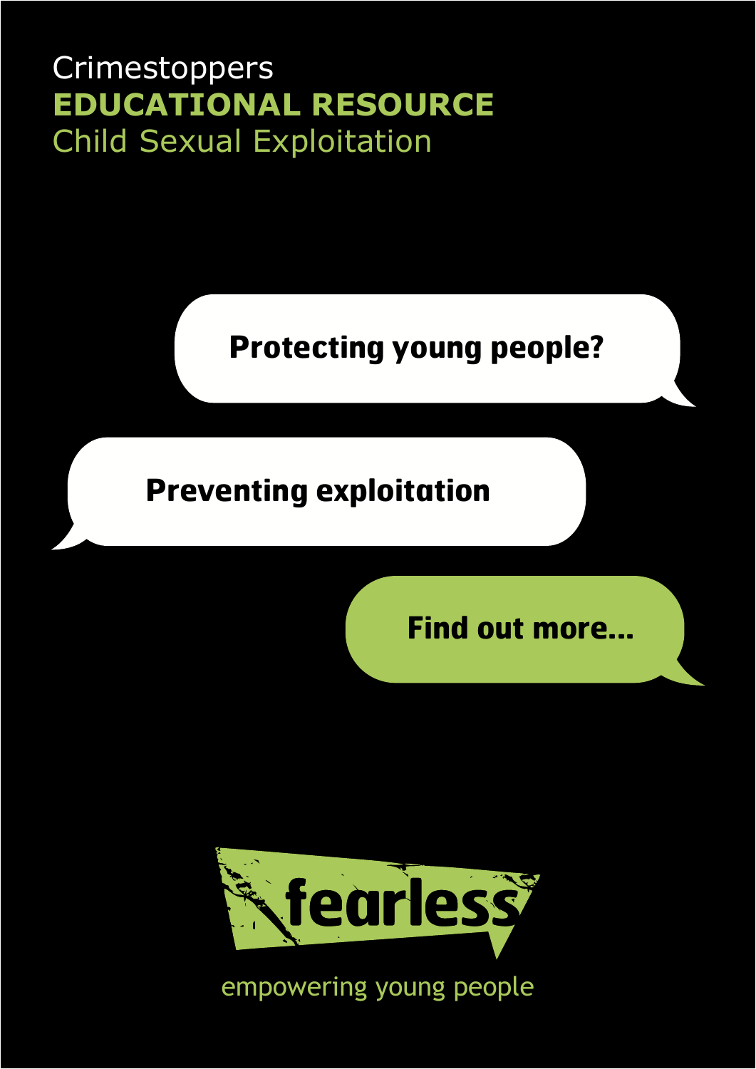Crimestoppers

# EDUCATIONAL RESOURCE

## Child Sexual Exploitation

**Protecting young people?**

**Preventing exploitation**

**Find out more...**

fearless

empowering young people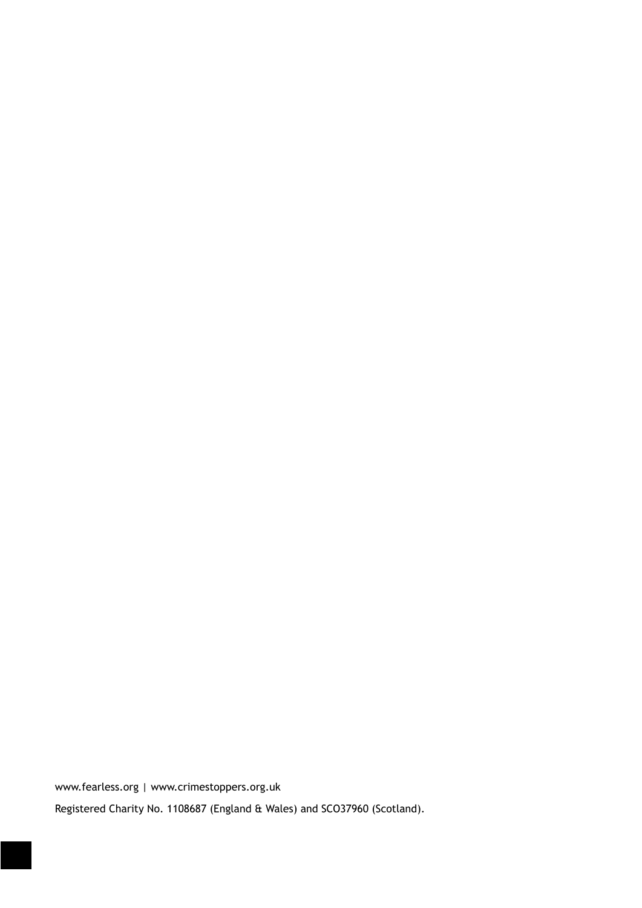www.fearless.org | www.crimestoppers.org.uk

Registered Charity No. 1108687 (England & Wales) and SC037960 (Scotland).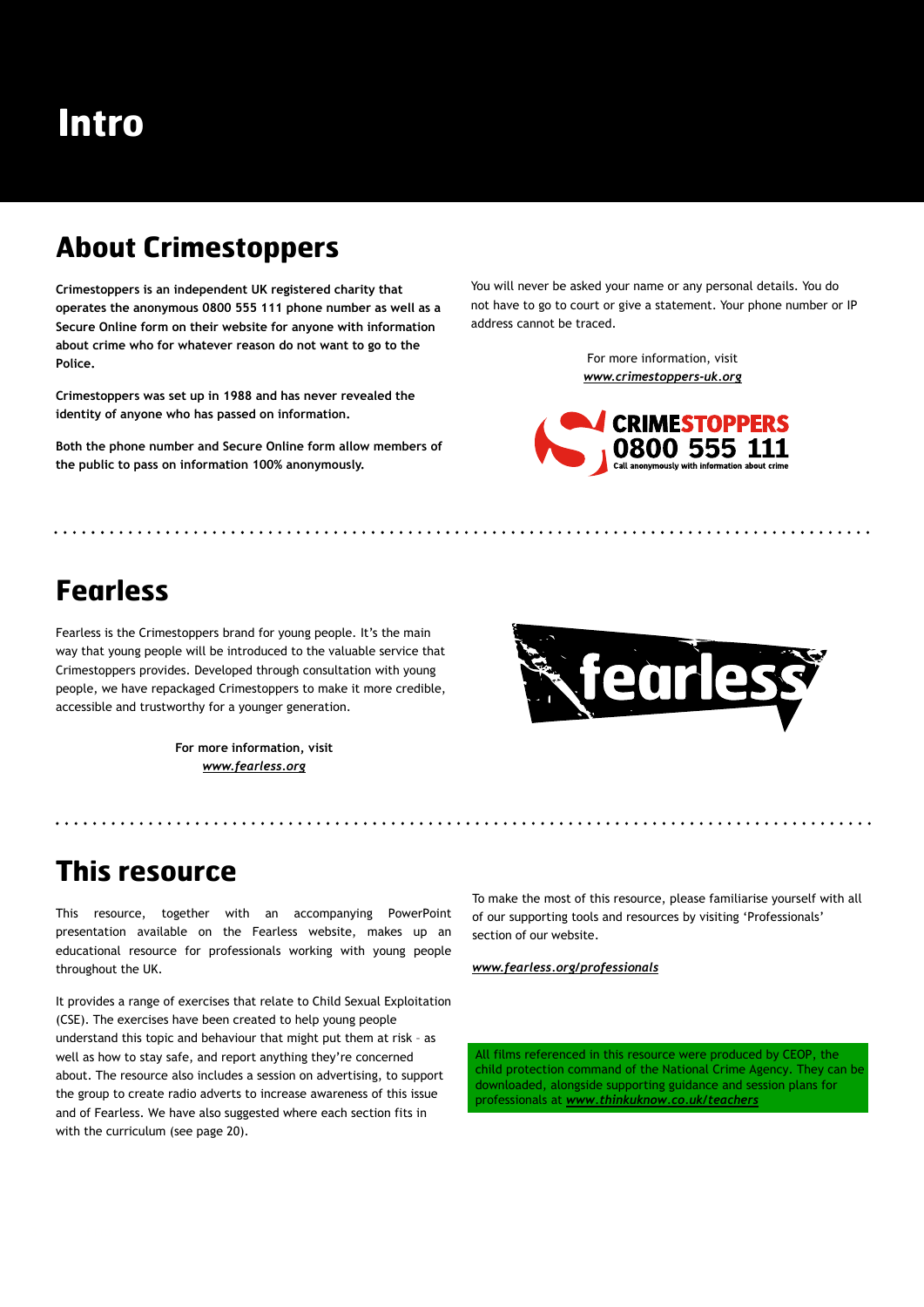# Intro

## About Crimestoppers

**Crimestoppers is an independent UK registered charity that operates the anonymous 0800 555 111 phone number as well as a Secure Online form on their website for anyone with information about crime who for whatever reason do not want to go to the Police.**

**Crimestoppers was set up in 1988 and has never revealed the identity of anyone who has passed on information.**

**Both the phone number and Secure Online form allow members of the public to pass on information 100% anonymously.**

You will never be asked your name or any personal details. You do not have to go to court or give a statement. Your phone number or IP address cannot be traced.

For more information, visit
***www.crimestoppers-uk.org***

CRIMESTOPPERS 0800 555 111 Call anonymously with information about crime

## Fearless

Fearless is the Crimestoppers brand for young people. It's the main way that young people will be introduced to the valuable service that Crimestoppers provides. Developed through consultation with young people, we have repackaged Crimestoppers to make it more credible, accessible and trustworthy for a younger generation.

**For more information, visit**
***www.fearless.org***

## This resource

This resource, together with an accompanying PowerPoint presentation available on the Fearless website, makes up an educational resource for professionals working with young people throughout the UK.

It provides a range of exercises that relate to Child Sexual Exploitation (CSE). The exercises have been created to help young people understand this topic and behaviour that might put them at risk – as well as how to stay safe, and report anything they're concerned about. The resource also includes a session on advertising, to support the group to create radio adverts to increase awareness of this issue and of Fearless. We have also suggested where each section fits in with the curriculum (see page 20).

To make the most of this resource, please familiarise yourself with all of our supporting tools and resources by visiting 'Professionals' section of our website.

***www.fearless.org/professionals***

All films referenced in this resource were produced by CEOP, the child protection command of the National Crime Agency. They can be downloaded, alongside supporting guidance and session plans for professionals at ***www.thinkuknow.co.uk/teachers***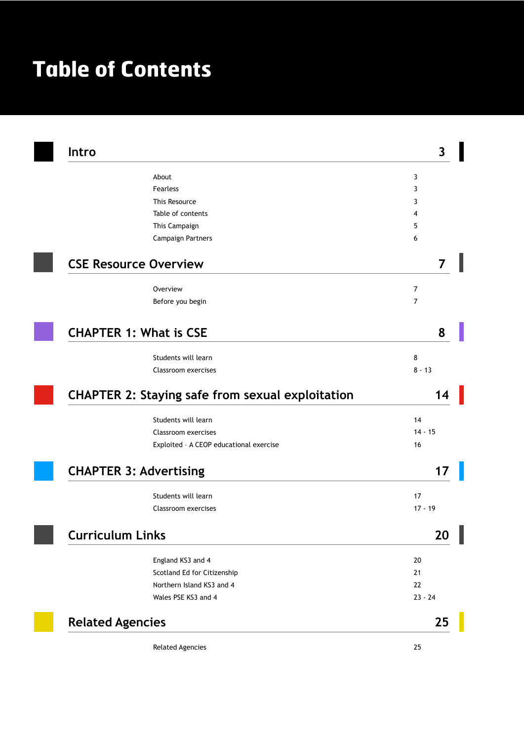# Table of Contents

| Intro | 3 |
|---|---|
| About | 3 |
| Fearless | 3 |
| This Resource | 3 |
| Table of contents | 4 |
| This Campaign | 5 |
| Campaign Partners | 6 |

| CSE Resource Overview | 7 |
|---|---|
| Overview | 7 |
| Before you begin | 7 |

| CHAPTER 1: What is CSE | 8 |
|---|---|
| Students will learn | 8 |
| Classroom exercises | 8 - 13 |

| CHAPTER 2: Staying safe from sexual exploitation | 14 |
|---|---|
| Students will learn | 14 |
| Classroom exercises | 14 - 15 |
| Exploited - A CEOP educational exercise | 16 |

| CHAPTER 3: Advertising | 17 |
|---|---|
| Students will learn | 17 |
| Classroom exercises | 17 - 19 |

| Curriculum Links | 20 |
|---|---|
| England KS3 and 4 | 20 |
| Scotland Ed for Citizenship | 21 |
| Northern Island KS3 and 4 | 22 |
| Wales PSE KS3 and 4 | 23 - 24 |

| Related Agencies | 25 |
|---|---|
| Related Agencies | 25 |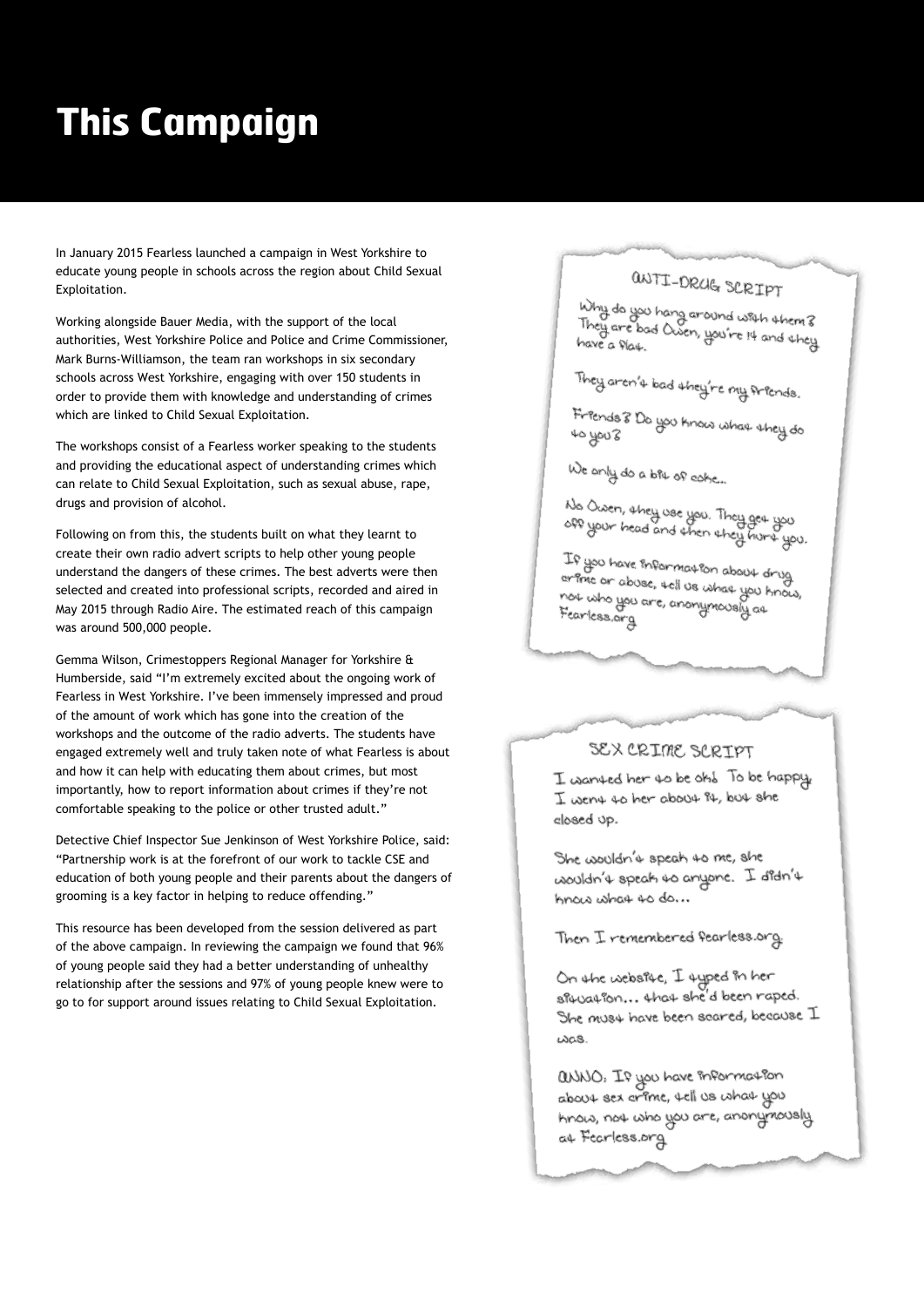# This Campaign

In January 2015 Fearless launched a campaign in West Yorkshire to educate young people in schools across the region about Child Sexual Exploitation.

Working alongside Bauer Media, with the support of the local authorities, West Yorkshire Police and Police and Crime Commissioner, Mark Burns-Williamson, the team ran workshops in six secondary schools across West Yorkshire, engaging with over 150 students in order to provide them with knowledge and understanding of crimes which are linked to Child Sexual Exploitation.

The workshops consist of a Fearless worker speaking to the students and providing the educational aspect of understanding crimes which can relate to Child Sexual Exploitation, such as sexual abuse, rape, drugs and provision of alcohol.

Following on from this, the students built on what they learnt to create their own radio advert scripts to help other young people understand the dangers of these crimes. The best adverts were then selected and created into professional scripts, recorded and aired in May 2015 through Radio Aire. The estimated reach of this campaign was around 500,000 people.

Gemma Wilson, Crimestoppers Regional Manager for Yorkshire & Humberside, said "I'm extremely excited about the ongoing work of Fearless in West Yorkshire. I've been immensely impressed and proud of the amount of work which has gone into the creation of the workshops and the outcome of the radio adverts. The students have engaged extremely well and truly taken note of what Fearless is about and how it can help with educating them about crimes, but most importantly, how to report information about crimes if they're not comfortable speaking to the police or other trusted adult."

Detective Chief Inspector Sue Jenkinson of West Yorkshire Police, said: "Partnership work is at the forefront of our work to tackle CSE and education of both young people and their parents about the dangers of grooming is a key factor in helping to reduce offending."

This resource has been developed from the session delivered as part of the above campaign. In reviewing the campaign we found that 96% of young people said they had a better understanding of unhealthy relationship after the sessions and 97% of young people knew were to go to for support around issues relating to Child Sexual Exploitation.

### ANTI-DRUG SCRIPT

Why do you hang around with them? They are bad Owen, you're 14 and they have a flat.

They aren't bad they're my friends.

Friends? Do you know what they do to you?

We only do a bit of coke...

No Owen, they use you. They get you off your head and then they hurt you.

If you have information about drug crime or abuse, tell us what you know, not who you are, anonymously at Fearless.org

### SEX CRIME SCRIPT

I wanted her to be ok. To be happy. I went to her about it, but she closed up.

She wouldn't speak to me, she wouldn't speak to anyone. I didn't know what to do...

Then I remembered fearless.org.

On the website, I typed in her situation... that she'd been raped. She must have been scared, because I was.

ANNO: If you have information about sex crime, tell us what you know, not who you are, anonymously at Fearless.org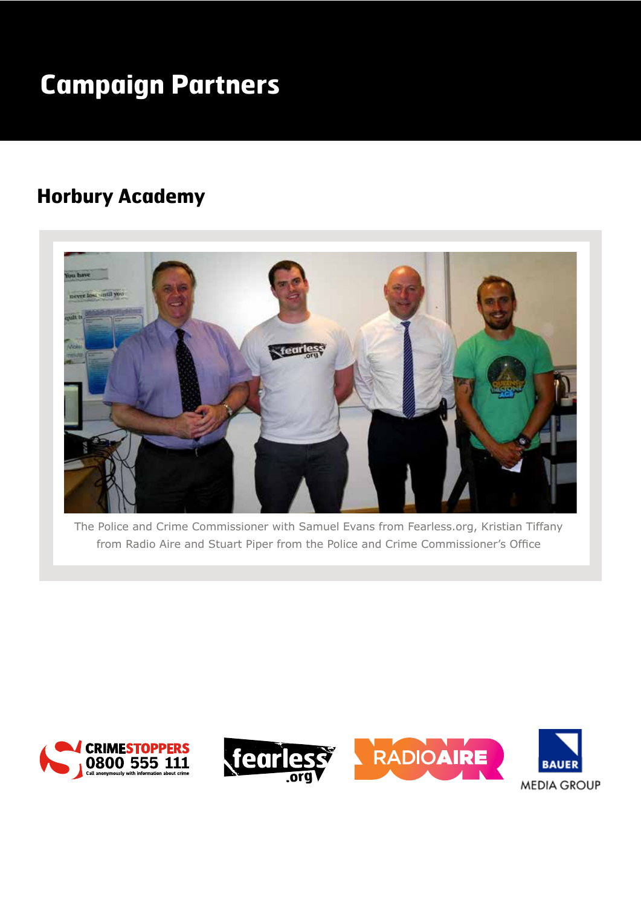# Campaign Partners

## Horbury Academy

The Police and Crime Commissioner with Samuel Evans from Fearless.org, Kristian Tiffany from Radio Aire and Stuart Piper from the Police and Crime Commissioner's Office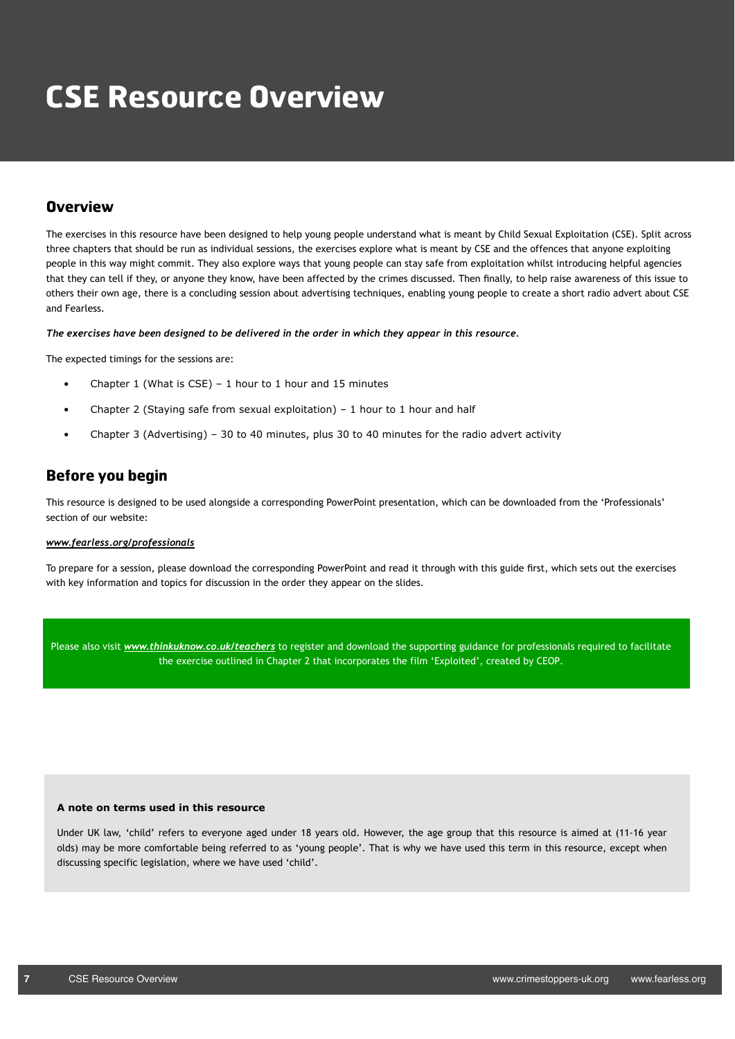# CSE Resource Overview

## Overview

The exercises in this resource have been designed to help young people understand what is meant by Child Sexual Exploitation (CSE). Split across three chapters that should be run as individual sessions, the exercises explore what is meant by CSE and the offences that anyone exploiting people in this way might commit. They also explore ways that young people can stay safe from exploitation whilst introducing helpful agencies that they can tell if they, or anyone they know, have been affected by the crimes discussed. Then finally, to help raise awareness of this issue to others their own age, there is a concluding session about advertising techniques, enabling young people to create a short radio advert about CSE and Fearless.

***The exercises have been designed to be delivered in the order in which they appear in this resource.***

The expected timings for the sessions are:

- Chapter 1 (What is CSE) – 1 hour to 1 hour and 15 minutes
- Chapter 2 (Staying safe from sexual exploitation) – 1 hour to 1 hour and half
- Chapter 3 (Advertising) – 30 to 40 minutes, plus 30 to 40 minutes for the radio advert activity

## Before you begin

This resource is designed to be used alongside a corresponding PowerPoint presentation, which can be downloaded from the 'Professionals' section of our website:

***www.fearless.org/professionals***

To prepare for a session, please download the corresponding PowerPoint and read it through with this guide first, which sets out the exercises with key information and topics for discussion in the order they appear on the slides.

Please also visit ***www.thinkuknow.co.uk/teachers*** to register and download the supporting guidance for professionals required to facilitate the exercise outlined in Chapter 2 that incorporates the film 'Exploited', created by CEOP.

**A note on terms used in this resource**

Under UK law, 'child' refers to everyone aged under 18 years old. However, the age group that this resource is aimed at (11-16 year olds) may be more comfortable being referred to as 'young people'. That is why we have used this term in this resource, except when discussing specific legislation, where we have used 'child'.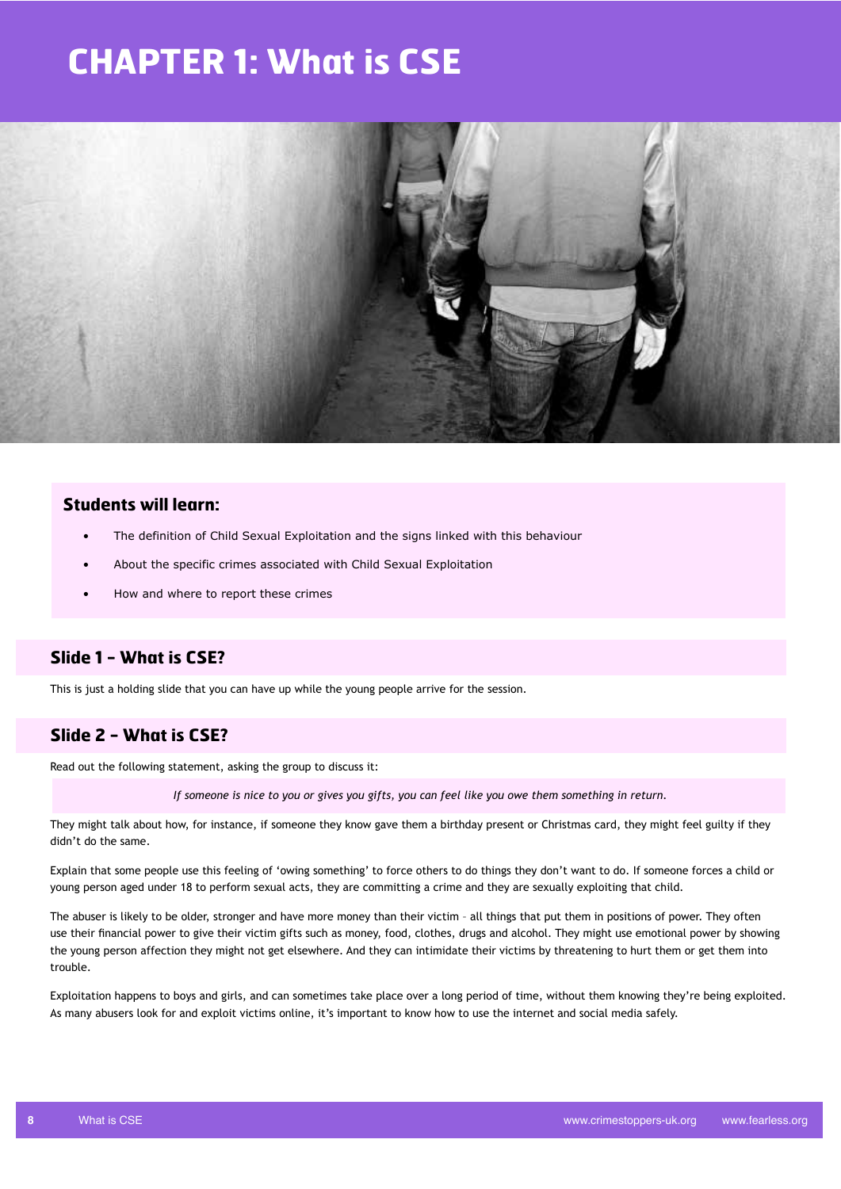# CHAPTER 1: What is CSE

### Students will learn:

- The definition of Child Sexual Exploitation and the signs linked with this behaviour
- About the specific crimes associated with Child Sexual Exploitation
- How and where to report these crimes

## Slide 1 – What is CSE?

This is just a holding slide that you can have up while the young people arrive for the session.

## Slide 2 – What is CSE?

Read out the following statement, asking the group to discuss it:

> *If someone is nice to you or gives you gifts, you can feel like you owe them something in return.*

They might talk about how, for instance, if someone they know gave them a birthday present or Christmas card, they might feel guilty if they didn't do the same.

Explain that some people use this feeling of 'owing something' to force others to do things they don't want to do. If someone forces a child or young person aged under 18 to perform sexual acts, they are committing a crime and they are sexually exploiting that child.

The abuser is likely to be older, stronger and have more money than their victim – all things that put them in positions of power. They often use their financial power to give their victim gifts such as money, food, clothes, drugs and alcohol. They might use emotional power by showing the young person affection they might not get elsewhere. And they can intimidate their victims by threatening to hurt them or get them into trouble.

Exploitation happens to boys and girls, and can sometimes take place over a long period of time, without them knowing they're being exploited. As many abusers look for and exploit victims online, it's important to know how to use the internet and social media safely.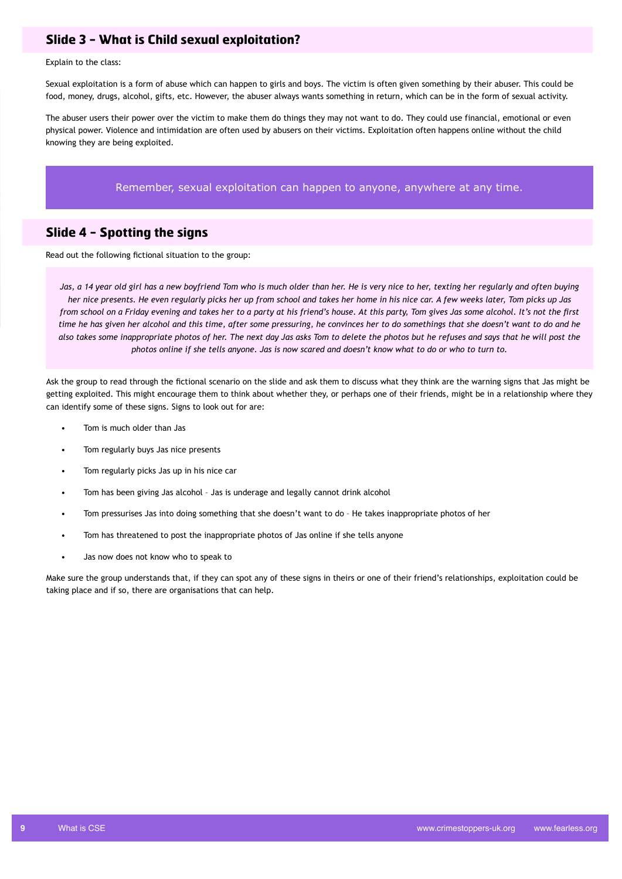## Slide 3 – What is Child sexual exploitation?

Explain to the class:

Sexual exploitation is a form of abuse which can happen to girls and boys. The victim is often given something by their abuser. This could be food, money, drugs, alcohol, gifts, etc. However, the abuser always wants something in return, which can be in the form of sexual activity.

The abuser users their power over the victim to make them do things they may not want to do. They could use financial, emotional or even physical power. Violence and intimidation are often used by abusers on their victims. Exploitation often happens online without the child knowing they are being exploited.

> Remember, sexual exploitation can happen to anyone, anywhere at any time.

## Slide 4 – Spotting the signs

Read out the following fictional situation to the group:

> *Jas, a 14 year old girl has a new boyfriend Tom who is much older than her. He is very nice to her, texting her regularly and often buying her nice presents. He even regularly picks her up from school and takes her home in his nice car. A few weeks later, Tom picks up Jas from school on a Friday evening and takes her to a party at his friend's house. At this party, Tom gives Jas some alcohol. It's not the first time he has given her alcohol and this time, after some pressuring, he convinces her to do somethings that she doesn't want to do and he also takes some inappropriate photos of her. The next day Jas asks Tom to delete the photos but he refuses and says that he will post the photos online if she tells anyone. Jas is now scared and doesn't know what to do or who to turn to.*

Ask the group to read through the fictional scenario on the slide and ask them to discuss what they think are the warning signs that Jas might be getting exploited. This might encourage them to think about whether they, or perhaps one of their friends, might be in a relationship where they can identify some of these signs. Signs to look out for are:

- Tom is much older than Jas
- Tom regularly buys Jas nice presents
- Tom regularly picks Jas up in his nice car
- Tom has been giving Jas alcohol – Jas is underage and legally cannot drink alcohol
- Tom pressurises Jas into doing something that she doesn't want to do – He takes inappropriate photos of her
- Tom has threatened to post the inappropriate photos of Jas online if she tells anyone
- Jas now does not know who to speak to

Make sure the group understands that, if they can spot any of these signs in theirs or one of their friend's relationships, exploitation could be taking place and if so, there are organisations that can help.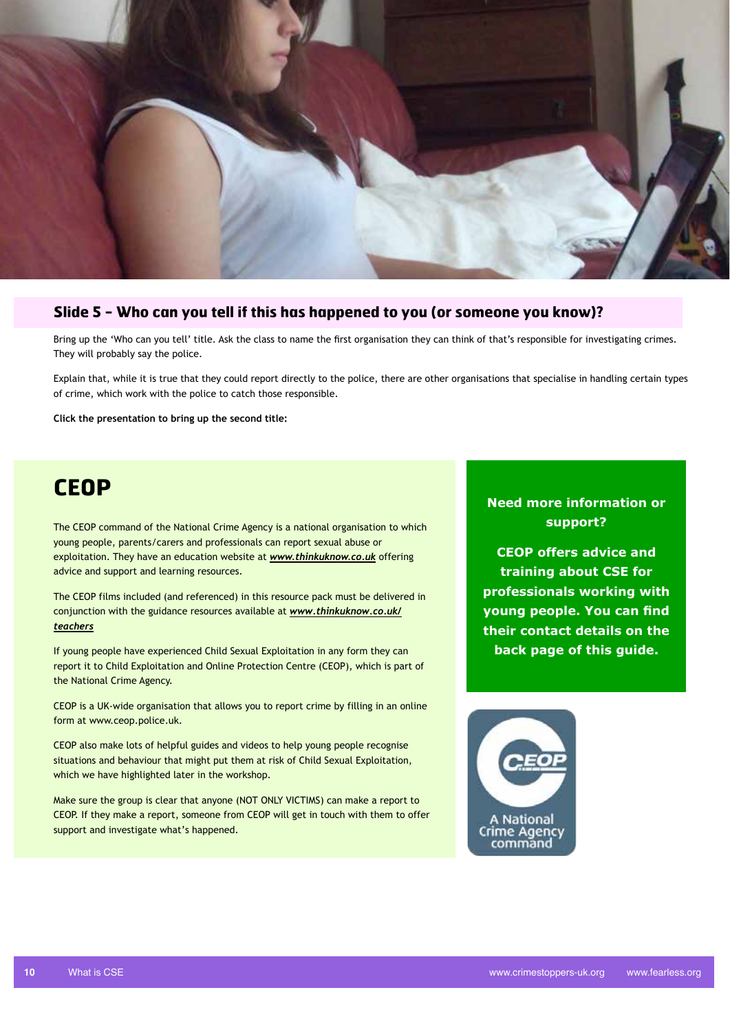## Slide 5 – Who can you tell if this has happened to you (or someone you know)?

Bring up the 'Who can you tell' title. Ask the class to name the first organisation they can think of that's responsible for investigating crimes. They will probably say the police.

Explain that, while it is true that they could report directly to the police, there are other organisations that specialise in handling certain types of crime, which work with the police to catch those responsible.

**Click the presentation to bring up the second title:**

# CEOP

The CEOP command of the National Crime Agency is a national organisation to which young people, parents/carers and professionals can report sexual abuse or exploitation. They have an education website at ***www.thinkuknow.co.uk*** offering advice and support and learning resources.

The CEOP films included (and referenced) in this resource pack must be delivered in conjunction with the guidance resources available at ***www.thinkuknow.co.uk/teachers***

If young people have experienced Child Sexual Exploitation in any form they can report it to Child Exploitation and Online Protection Centre (CEOP), which is part of the National Crime Agency.

CEOP is a UK-wide organisation that allows you to report crime by filling in an online form at www.ceop.police.uk.

CEOP also make lots of helpful guides and videos to help young people recognise situations and behaviour that might put them at risk of Child Sexual Exploitation, which we have highlighted later in the workshop.

Make sure the group is clear that anyone (NOT ONLY VICTIMS) can make a report to CEOP. If they make a report, someone from CEOP will get in touch with them to offer support and investigate what's happened.

**Need more information or support?**

**CEOP offers advice and training about CSE for professionals working with young people. You can find their contact details on the back page of this guide.**

CEOP
A National Crime Agency command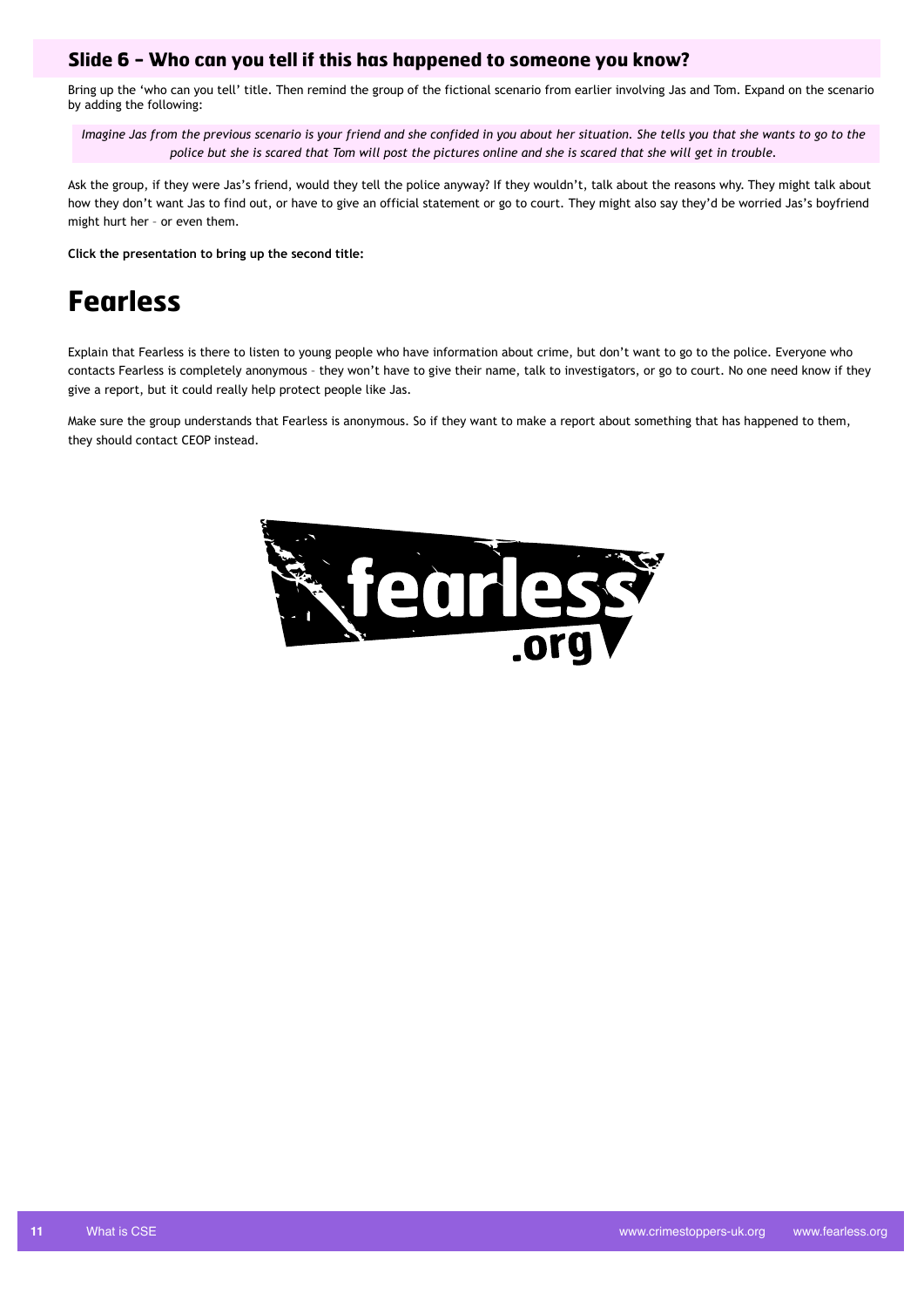## Slide 6 – Who can you tell if this has happened to someone you know?

Bring up the 'who can you tell' title. Then remind the group of the fictional scenario from earlier involving Jas and Tom. Expand on the scenario by adding the following:

*Imagine Jas from the previous scenario is your friend and she confided in you about her situation. She tells you that she wants to go to the police but she is scared that Tom will post the pictures online and she is scared that she will get in trouble.*

Ask the group, if they were Jas's friend, would they tell the police anyway? If they wouldn't, talk about the reasons why. They might talk about how they don't want Jas to find out, or have to give an official statement or go to court. They might also say they'd be worried Jas's boyfriend might hurt her – or even them.

**Click the presentation to bring up the second title:**

# Fearless

Explain that Fearless is there to listen to young people who have information about crime, but don't want to go to the police. Everyone who contacts Fearless is completely anonymous – they won't have to give their name, talk to investigators, or go to court. No one need know if they give a report, but it could really help protect people like Jas.

Make sure the group understands that Fearless is anonymous. So if they want to make a report about something that has happened to them, they should contact CEOP instead.

fearless.org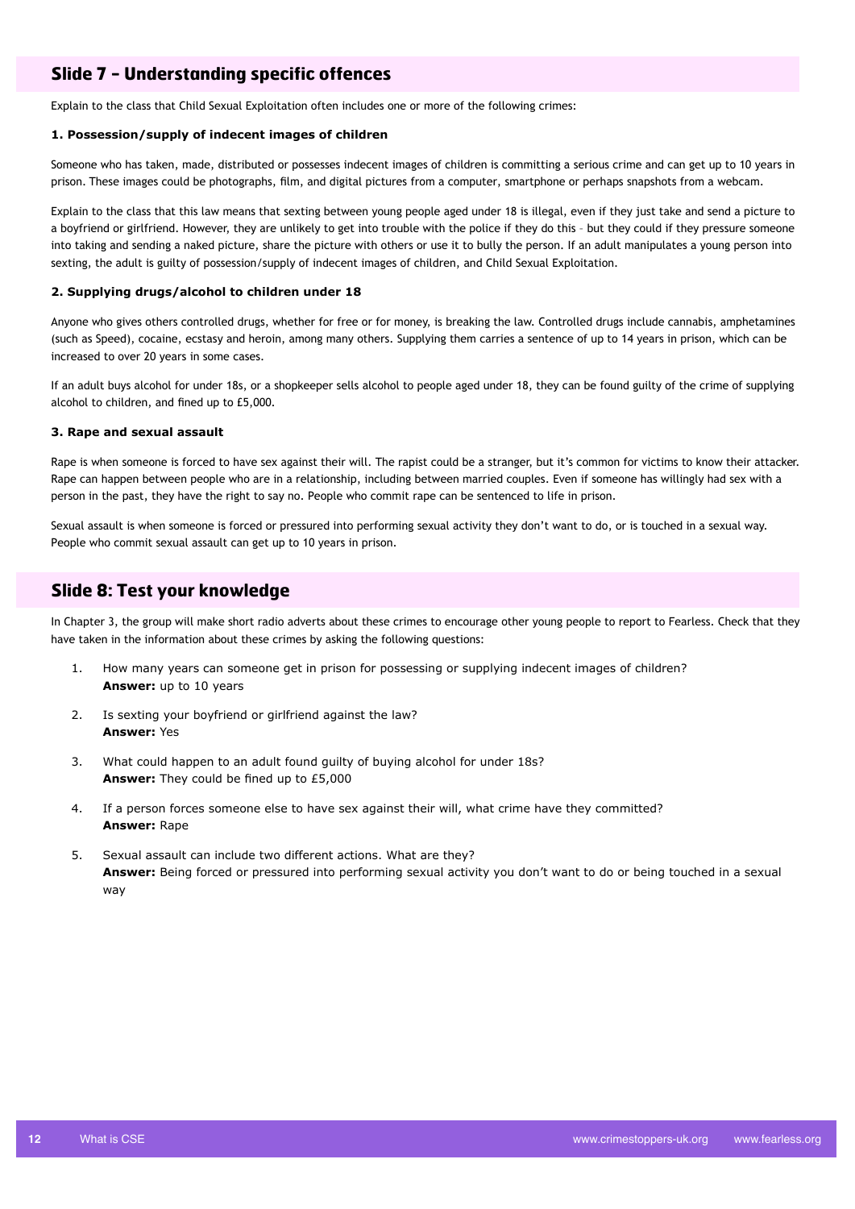## Slide 7 – Understanding specific offences

Explain to the class that Child Sexual Exploitation often includes one or more of the following crimes:

### 1. Possession/supply of indecent images of children

Someone who has taken, made, distributed or possesses indecent images of children is committing a serious crime and can get up to 10 years in prison. These images could be photographs, film, and digital pictures from a computer, smartphone or perhaps snapshots from a webcam.

Explain to the class that this law means that sexting between young people aged under 18 is illegal, even if they just take and send a picture to a boyfriend or girlfriend. However, they are unlikely to get into trouble with the police if they do this – but they could if they pressure someone into taking and sending a naked picture, share the picture with others or use it to bully the person. If an adult manipulates a young person into sexting, the adult is guilty of possession/supply of indecent images of children, and Child Sexual Exploitation.

### 2. Supplying drugs/alcohol to children under 18

Anyone who gives others controlled drugs, whether for free or for money, is breaking the law. Controlled drugs include cannabis, amphetamines (such as Speed), cocaine, ecstasy and heroin, among many others. Supplying them carries a sentence of up to 14 years in prison, which can be increased to over 20 years in some cases.

If an adult buys alcohol for under 18s, or a shopkeeper sells alcohol to people aged under 18, they can be found guilty of the crime of supplying alcohol to children, and fined up to £5,000.

### 3. Rape and sexual assault

Rape is when someone is forced to have sex against their will. The rapist could be a stranger, but it's common for victims to know their attacker. Rape can happen between people who are in a relationship, including between married couples. Even if someone has willingly had sex with a person in the past, they have the right to say no. People who commit rape can be sentenced to life in prison.

Sexual assault is when someone is forced or pressured into performing sexual activity they don't want to do, or is touched in a sexual way. People who commit sexual assault can get up to 10 years in prison.

## Slide 8: Test your knowledge

In Chapter 3, the group will make short radio adverts about these crimes to encourage other young people to report to Fearless. Check that they have taken in the information about these crimes by asking the following questions:

1. How many years can someone get in prison for possessing or supplying indecent images of children?
   **Answer:** up to 10 years

2. Is sexting your boyfriend or girlfriend against the law?
   **Answer:** Yes

3. What could happen to an adult found guilty of buying alcohol for under 18s?
   **Answer:** They could be fined up to £5,000

4. If a person forces someone else to have sex against their will, what crime have they committed?
   **Answer:** Rape

5. Sexual assault can include two different actions. What are they?
   **Answer:** Being forced or pressured into performing sexual activity you don't want to do or being touched in a sexual way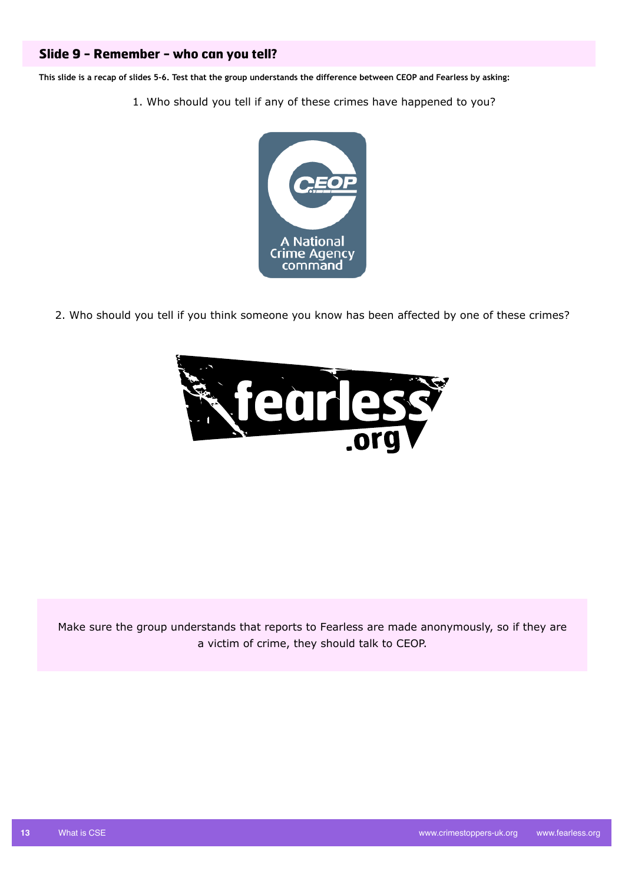## Slide 9 – Remember – who can you tell?

**This slide is a recap of slides 5-6. Test that the group understands the difference between CEOP and Fearless by asking:**

1. Who should you tell if any of these crimes have happened to you?

CEOP
A National Crime Agency command

2. Who should you tell if you think someone you know has been affected by one of these crimes?

fearless.org

Make sure the group understands that reports to Fearless are made anonymously, so if they are a victim of crime, they should talk to CEOP.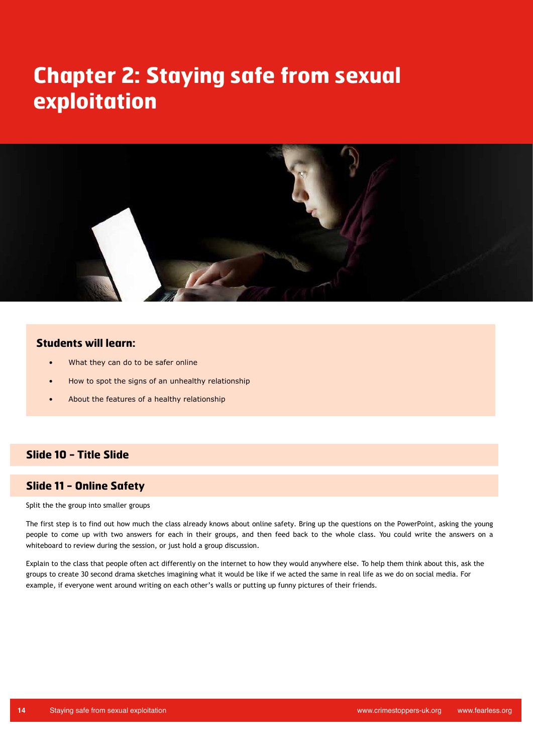# Chapter 2: Staying safe from sexual exploitation

### Students will learn:

- What they can do to be safer online
- How to spot the signs of an unhealthy relationship
- About the features of a healthy relationship

## Slide 10 – Title Slide

## Slide 11 – Online Safety

Split the the group into smaller groups

The first step is to find out how much the class already knows about online safety. Bring up the questions on the PowerPoint, asking the young people to come up with two answers for each in their groups, and then feed back to the whole class. You could write the answers on a whiteboard to review during the session, or just hold a group discussion.

Explain to the class that people often act differently on the internet to how they would anywhere else. To help them think about this, ask the groups to create 30 second drama sketches imagining what it would be like if we acted the same in real life as we do on social media. For example, if everyone went around writing on each other's walls or putting up funny pictures of their friends.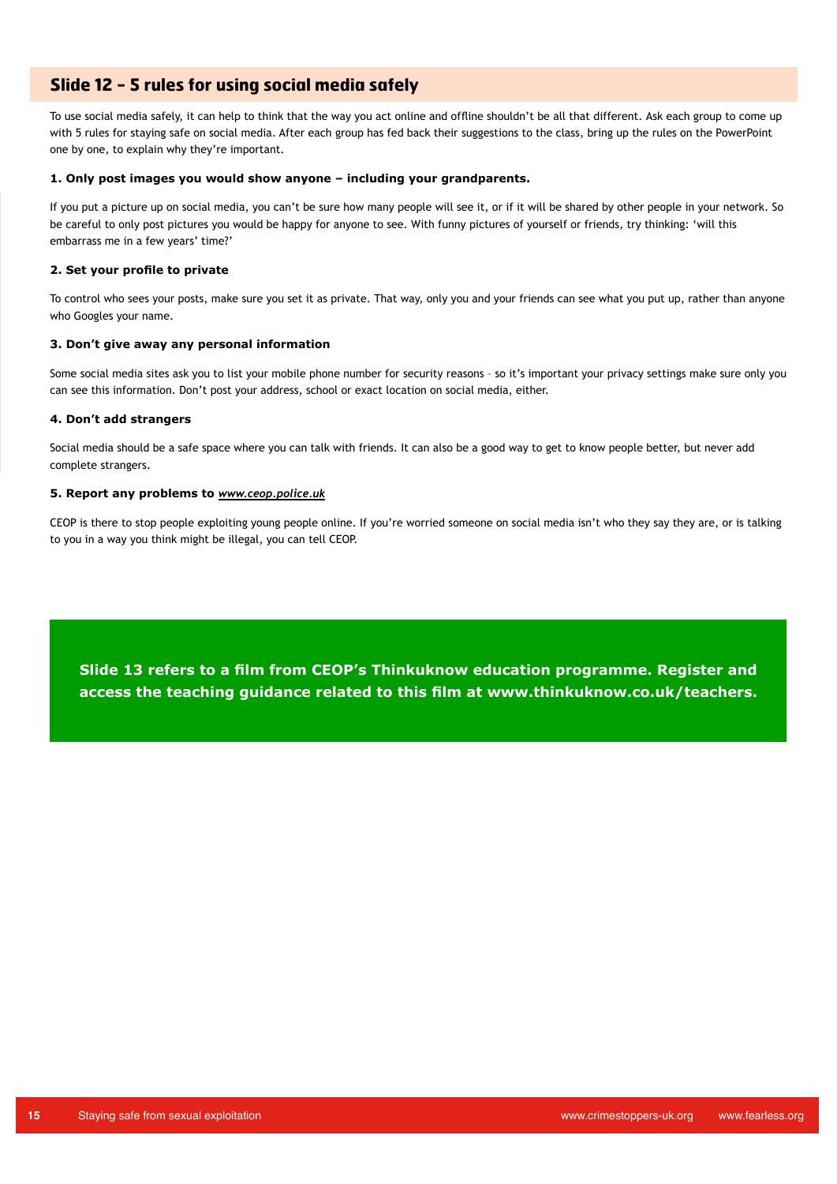## Slide 12 – 5 rules for using social media safely

To use social media safely, it can help to think that the way you act online and offline shouldn't be all that different. Ask each group to come up with 5 rules for staying safe on social media. After each group has fed back their suggestions to the class, bring up the rules on the PowerPoint one by one, to explain why they're important.

**1. Only post images you would show anyone – including your grandparents.**

If you put a picture up on social media, you can't be sure how many people will see it, or if it will be shared by other people in your network. So be careful to only post pictures you would be happy for anyone to see. With funny pictures of yourself or friends, try thinking: 'will this embarrass me in a few years' time?'

**2. Set your profile to private**

To control who sees your posts, make sure you set it as private. That way, only you and your friends can see what you put up, rather than anyone who Googles your name.

**3. Don't give away any personal information**

Some social media sites ask you to list your mobile phone number for security reasons – so it's important your privacy settings make sure only you can see this information. Don't post your address, school or exact location on social media, either.

**4. Don't add strangers**

Social media should be a safe space where you can talk with friends. It can also be a good way to get to know people better, but never add complete strangers.

**5. Report any problems to *www.ceop.police.uk***

CEOP is there to stop people exploiting young people online. If you're worried someone on social media isn't who they say they are, or is talking to you in a way you think might be illegal, you can tell CEOP.

**Slide 13 refers to a film from CEOP's Thinkuknow education programme. Register and access the teaching guidance related to this film at www.thinkuknow.co.uk/teachers.**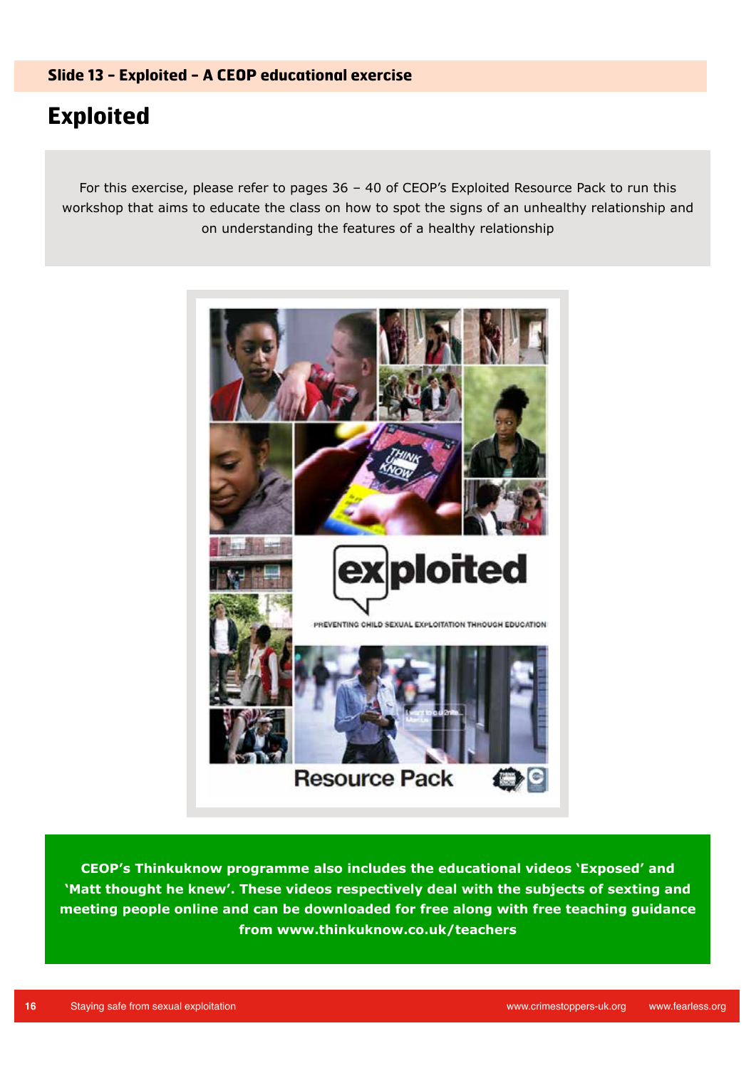**Slide 13 – Exploited – A CEOP educational exercise**

# Exploited

For this exercise, please refer to pages 36 – 40 of CEOP's Exploited Resource Pack to run this workshop that aims to educate the class on how to spot the signs of an unhealthy relationship and on understanding the features of a healthy relationship

**CEOP's Thinkuknow programme also includes the educational videos 'Exposed' and 'Matt thought he knew'. These videos respectively deal with the subjects of sexting and meeting people online and can be downloaded for free along with free teaching guidance from www.thinkuknow.co.uk/teachers**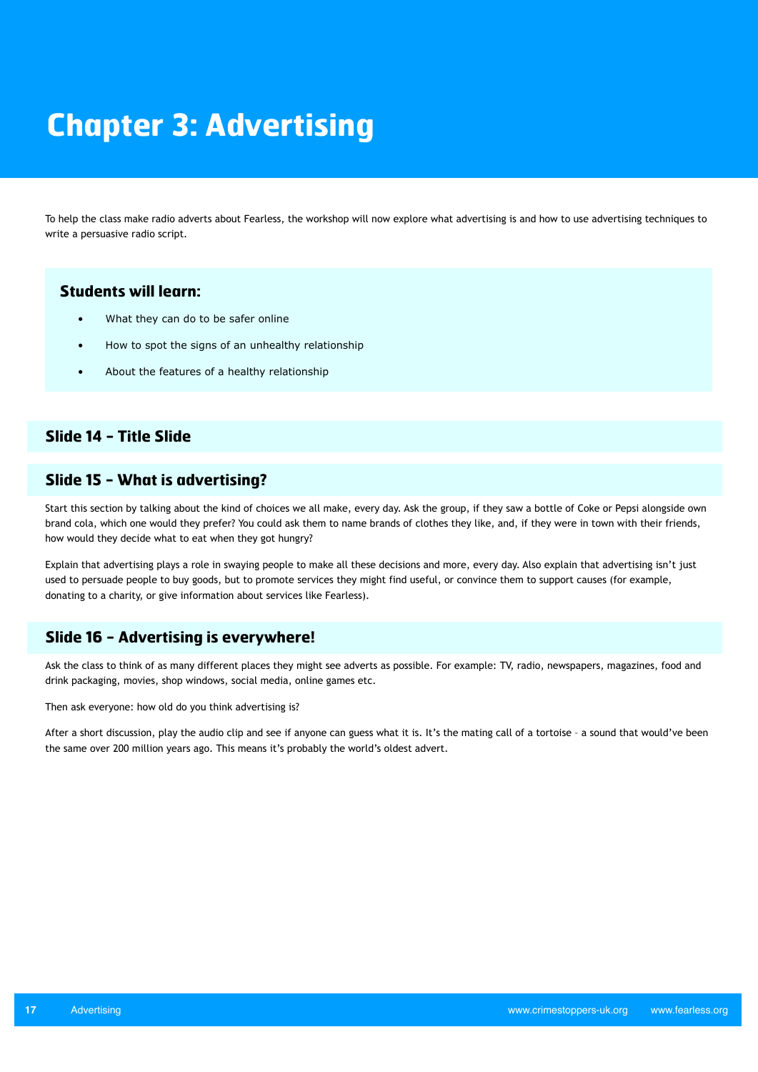# Chapter 3: Advertising

To help the class make radio adverts about Fearless, the workshop will now explore what advertising is and how to use advertising techniques to write a persuasive radio script.

### Students will learn:

- What they can do to be safer online
- How to spot the signs of an unhealthy relationship
- About the features of a healthy relationship

## Slide 14 – Title Slide

## Slide 15 – What is advertising?

Start this section by talking about the kind of choices we all make, every day. Ask the group, if they saw a bottle of Coke or Pepsi alongside own brand cola, which one would they prefer? You could ask them to name brands of clothes they like, and, if they were in town with their friends, how would they decide what to eat when they got hungry?

Explain that advertising plays a role in swaying people to make all these decisions and more, every day. Also explain that advertising isn't just used to persuade people to buy goods, but to promote services they might find useful, or convince them to support causes (for example, donating to a charity, or give information about services like Fearless).

## Slide 16 – Advertising is everywhere!

Ask the class to think of as many different places they might see adverts as possible. For example: TV, radio, newspapers, magazines, food and drink packaging, movies, shop windows, social media, online games etc.

Then ask everyone: how old do you think advertising is?

After a short discussion, play the audio clip and see if anyone can guess what it is. It's the mating call of a tortoise – a sound that would've been the same over 200 million years ago. This means it's probably the world's oldest advert.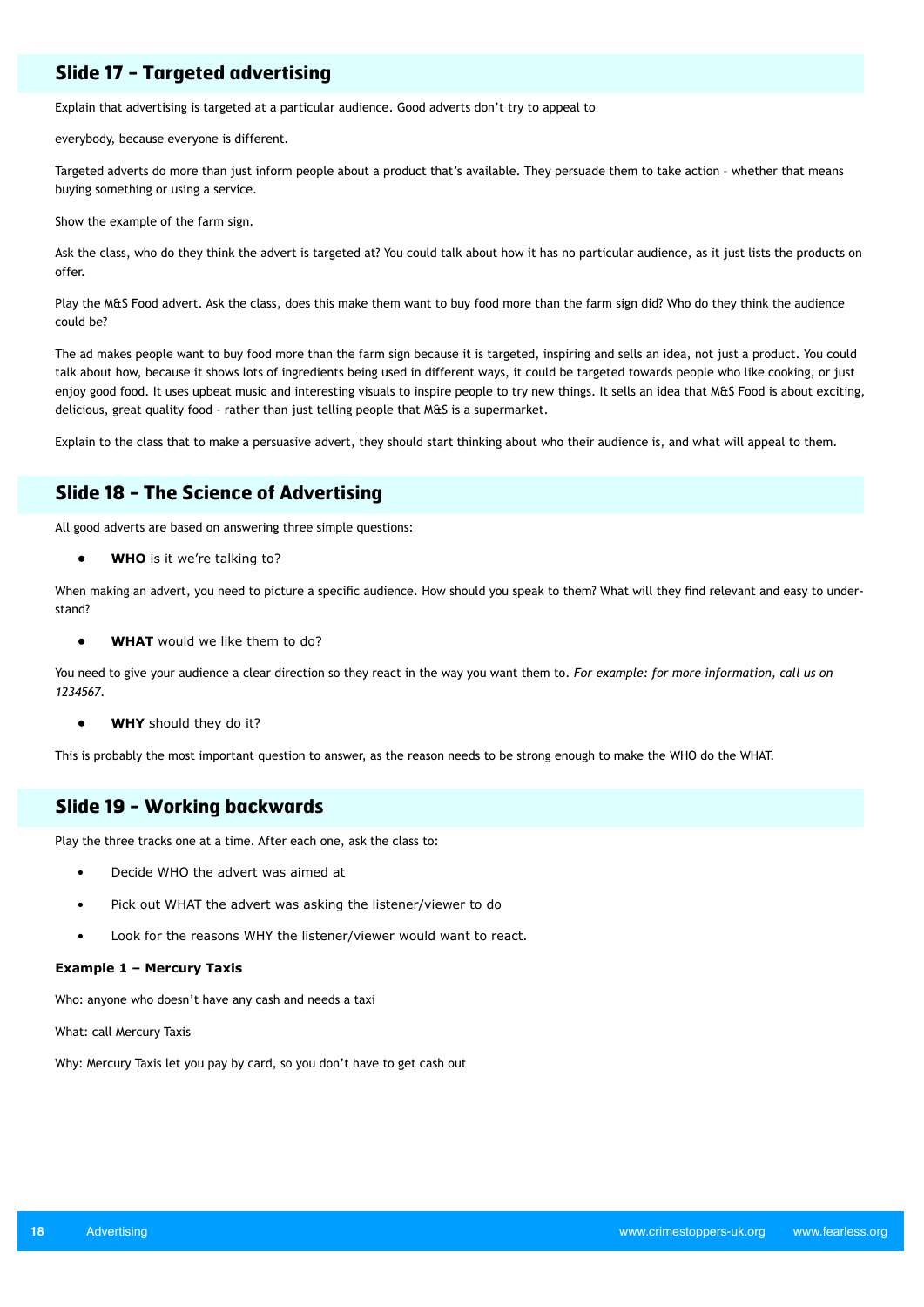## Slide 17 – Targeted advertising

Explain that advertising is targeted at a particular audience. Good adverts don't try to appeal to everybody, because everyone is different.

Targeted adverts do more than just inform people about a product that's available. They persuade them to take action – whether that means buying something or using a service.

Show the example of the farm sign.

Ask the class, who do they think the advert is targeted at? You could talk about how it has no particular audience, as it just lists the products on offer.

Play the M&S Food advert. Ask the class, does this make them want to buy food more than the farm sign did? Who do they think the audience could be?

The ad makes people want to buy food more than the farm sign because it is targeted, inspiring and sells an idea, not just a product. You could talk about how, because it shows lots of ingredients being used in different ways, it could be targeted towards people who like cooking, or just enjoy good food. It uses upbeat music and interesting visuals to inspire people to try new things. It sells an idea that M&S Food is about exciting, delicious, great quality food – rather than just telling people that M&S is a supermarket.

Explain to the class that to make a persuasive advert, they should start thinking about who their audience is, and what will appeal to them.

## Slide 18 – The Science of Advertising

All good adverts are based on answering three simple questions:

- **WHO** is it we're talking to?

When making an advert, you need to picture a specific audience. How should you speak to them? What will they find relevant and easy to understand?

- **WHAT** would we like them to do?

You need to give your audience a clear direction so they react in the way you want them to. *For example: for more information, call us on 1234567.*

- **WHY** should they do it?

This is probably the most important question to answer, as the reason needs to be strong enough to make the WHO do the WHAT.

## Slide 19 – Working backwards

Play the three tracks one at a time. After each one, ask the class to:

- Decide WHO the advert was aimed at
- Pick out WHAT the advert was asking the listener/viewer to do
- Look for the reasons WHY the listener/viewer would want to react.

**Example 1 – Mercury Taxis**

Who: anyone who doesn't have any cash and needs a taxi

What: call Mercury Taxis

Why: Mercury Taxis let you pay by card, so you don't have to get cash out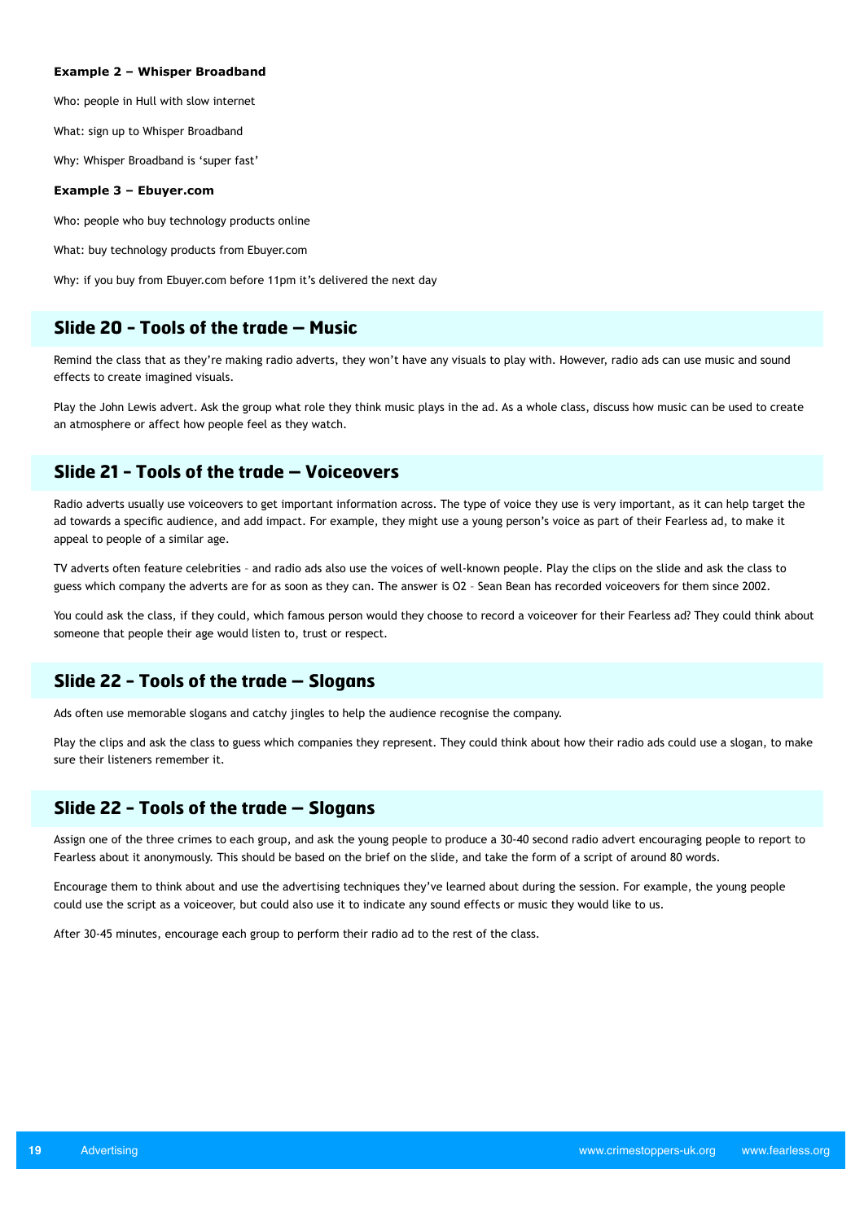**Example 2 – Whisper Broadband**

Who: people in Hull with slow internet

What: sign up to Whisper Broadband

Why: Whisper Broadband is 'super fast'

**Example 3 – Ebuyer.com**

Who: people who buy technology products online

What: buy technology products from Ebuyer.com

Why: if you buy from Ebuyer.com before 11pm it's delivered the next day

## Slide 20 - Tools of the trade – Music

Remind the class that as they're making radio adverts, they won't have any visuals to play with. However, radio ads can use music and sound effects to create imagined visuals.

Play the John Lewis advert. Ask the group what role they think music plays in the ad. As a whole class, discuss how music can be used to create an atmosphere or affect how people feel as they watch.

## Slide 21 - Tools of the trade – Voiceovers

Radio adverts usually use voiceovers to get important information across. The type of voice they use is very important, as it can help target the ad towards a specific audience, and add impact. For example, they might use a young person's voice as part of their Fearless ad, to make it appeal to people of a similar age.

TV adverts often feature celebrities – and radio ads also use the voices of well-known people. Play the clips on the slide and ask the class to guess which company the adverts are for as soon as they can. The answer is O2 – Sean Bean has recorded voiceovers for them since 2002.

You could ask the class, if they could, which famous person would they choose to record a voiceover for their Fearless ad? They could think about someone that people their age would listen to, trust or respect.

## Slide 22 - Tools of the trade – Slogans

Ads often use memorable slogans and catchy jingles to help the audience recognise the company.

Play the clips and ask the class to guess which companies they represent. They could think about how their radio ads could use a slogan, to make sure their listeners remember it.

## Slide 22 - Tools of the trade – Slogans

Assign one of the three crimes to each group, and ask the young people to produce a 30-40 second radio advert encouraging people to report to Fearless about it anonymously. This should be based on the brief on the slide, and take the form of a script of around 80 words.

Encourage them to think about and use the advertising techniques they've learned about during the session. For example, the young people could use the script as a voiceover, but could also use it to indicate any sound effects or music they would like to us.

After 30-45 minutes, encourage each group to perform their radio ad to the rest of the class.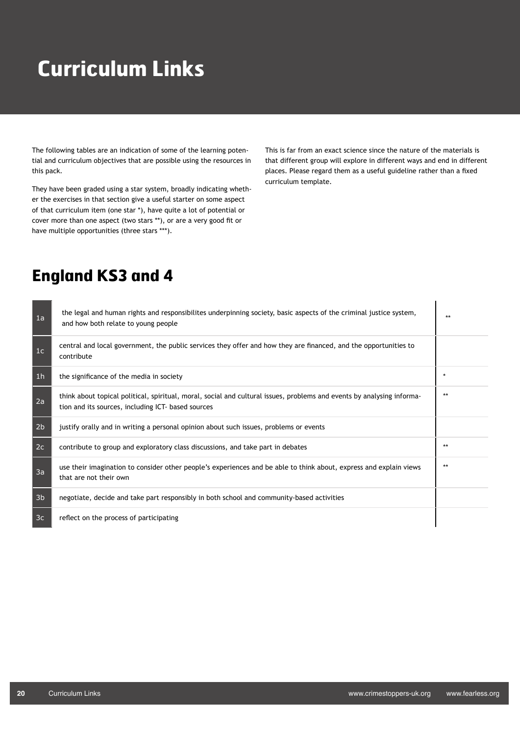# Curriculum Links

The following tables are an indication of some of the learning potential and curriculum objectives that are possible using the resources in this pack.

They have been graded using a star system, broadly indicating whether the exercises in that section give a useful starter on some aspect of that curriculum item (one star *), have quite a lot of potential or cover more than one aspect (two stars **), or are a very good fit or have multiple opportunities (three stars ***).

This is far from an exact science since the nature of the materials is that different group will explore in different ways and end in different places. Please regard them as a useful guideline rather than a fixed curriculum template.

## England KS3 and 4

| | | |
|---|---|---|
| 1a | the legal and human rights and responsibilites underpinning society, basic aspects of the criminal justice system, and how both relate to young people | ** |
| 1c | central and local government, the public services they offer and how they are financed, and the opportunities to contribute | |
| 1h | the significance of the media in society | * |
| 2a | think about topical political, spiritual, moral, social and cultural issues, problems and events by analysing information and its sources, including ICT- based sources | ** |
| 2b | justify orally and in writing a personal opinion about such issues, problems or events | |
| 2c | contribute to group and exploratory class discussions, and take part in debates | ** |
| 3a | use their imagination to consider other people's experiences and be able to think about, express and explain views that are not their own | ** |
| 3b | negotiate, decide and take part responsibly in both school and community-based activities | |
| 3c | reflect on the process of participating | |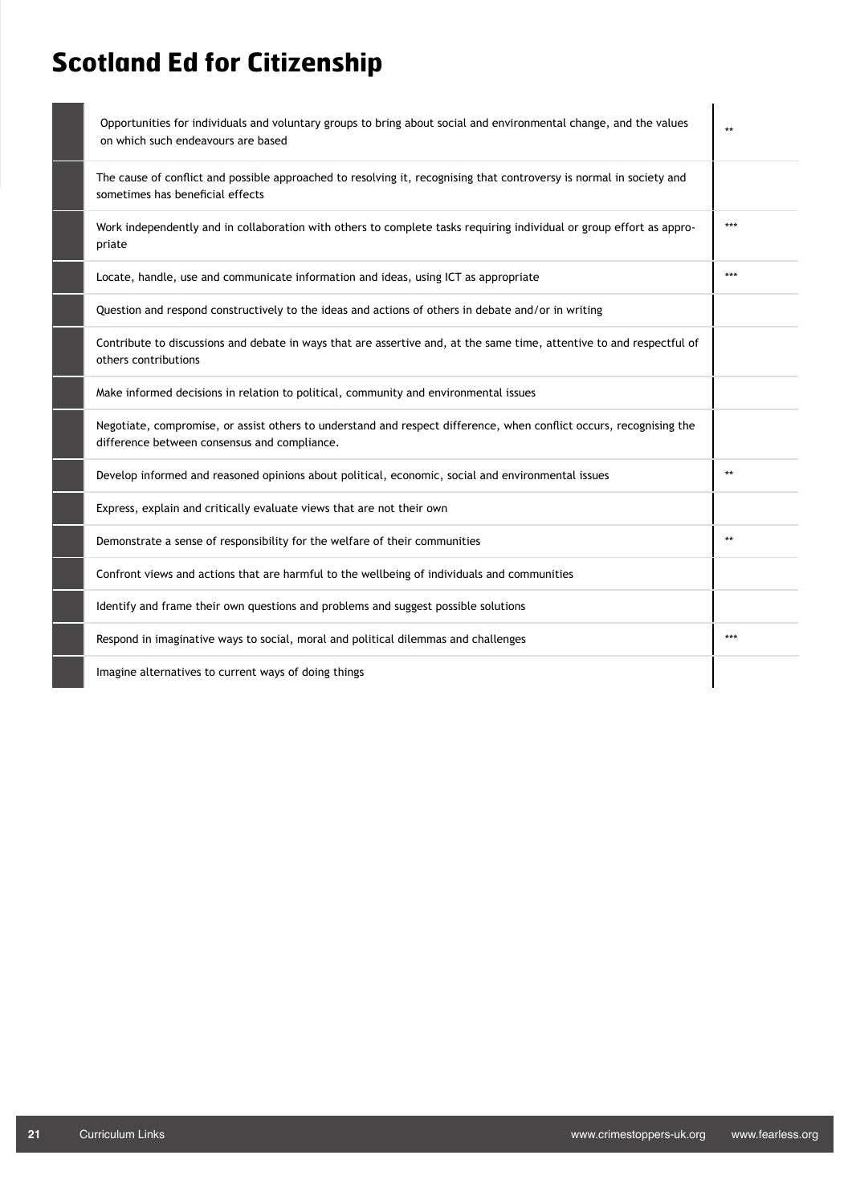# Scotland Ed for Citizenship

| | | |
|---|---|---|
| | Opportunities for individuals and voluntary groups to bring about social and environmental change, and the values on which such endeavours are based | ** |
| | The cause of conflict and possible approached to resolving it, recognising that controversy is normal in society and sometimes has beneficial effects | |
| | Work independently and in collaboration with others to complete tasks requiring individual or group effort as appropriate | *** |
| | Locate, handle, use and communicate information and ideas, using ICT as appropriate | *** |
| | Question and respond constructively to the ideas and actions of others in debate and/or in writing | |
| | Contribute to discussions and debate in ways that are assertive and, at the same time, attentive to and respectful of others contributions | |
| | Make informed decisions in relation to political, community and environmental issues | |
| | Negotiate, compromise, or assist others to understand and respect difference, when conflict occurs, recognising the difference between consensus and compliance. | |
| | Develop informed and reasoned opinions about political, economic, social and environmental issues | ** |
| | Express, explain and critically evaluate views that are not their own | |
| | Demonstrate a sense of responsibility for the welfare of their communities | ** |
| | Confront views and actions that are harmful to the wellbeing of individuals and communities | |
| | Identify and frame their own questions and problems and suggest possible solutions | |
| | Respond in imaginative ways to social, moral and political dilemmas and challenges | *** |
| | Imagine alternatives to current ways of doing things | |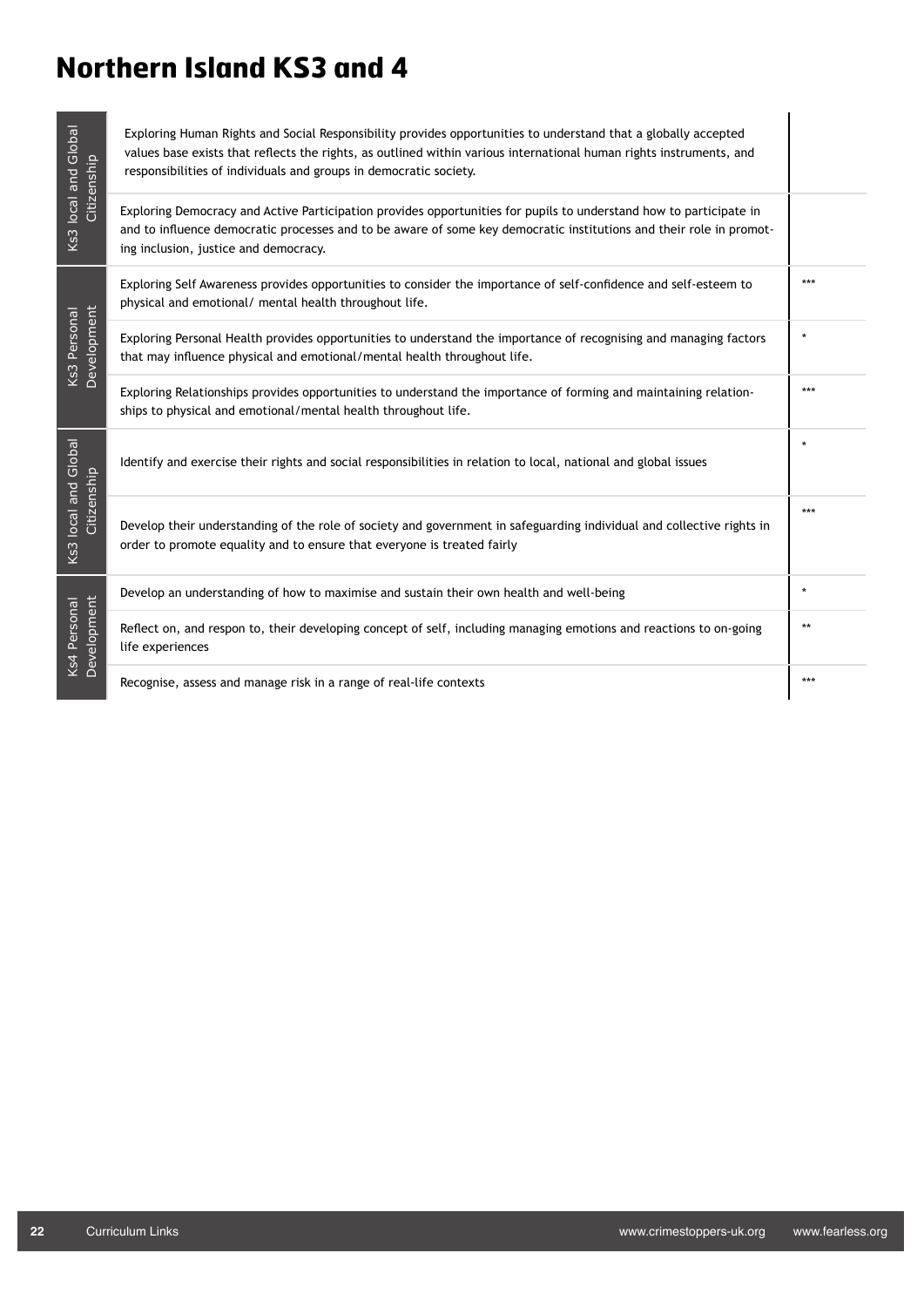# Northern Island KS3 and 4

| | | |
|---|---|---|
| Ks3 local and Global Citizenship | Exploring Human Rights and Social Responsibility provides opportunities to understand that a globally accepted values base exists that reflects the rights, as outlined within various international human rights instruments, and responsibilities of individuals and groups in democratic society. | |
| | Exploring Democracy and Active Participation provides opportunities for pupils to understand how to participate in and to influence democratic processes and to be aware of some key democratic institutions and their role in promoting inclusion, justice and democracy. | |
| Ks3 Personal Development | Exploring Self Awareness provides opportunities to consider the importance of self-confidence and self-esteem to physical and emotional/ mental health throughout life. | *** |
| | Exploring Personal Health provides opportunities to understand the importance of recognising and managing factors that may influence physical and emotional/mental health throughout life. | * |
| | Exploring Relationships provides opportunities to understand the importance of forming and maintaining relationships to physical and emotional/mental health throughout life. | *** |
| Ks3 local and Global Citizenship | Identify and exercise their rights and social responsibilities in relation to local, national and global issues | * |
| | Develop their understanding of the role of society and government in safeguarding individual and collective rights in order to promote equality and to ensure that everyone is treated fairly | *** |
| Ks4 Personal Development | Develop an understanding of how to maximise and sustain their own health and well-being | * |
| | Reflect on, and respon to, their developing concept of self, including managing emotions and reactions to on-going life experiences | ** |
| | Recognise, assess and manage risk in a range of real-life contexts | *** |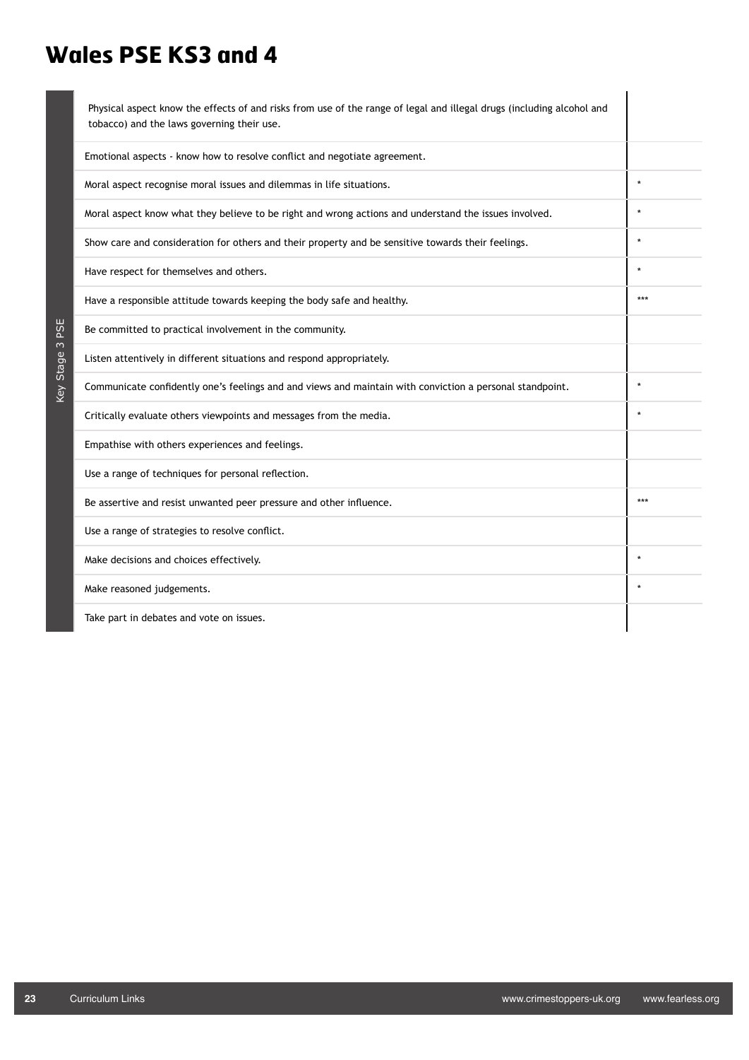# Wales PSE KS3 and 4

**Key Stage 3 PSE**

| Key Stage 3 PSE | |
|---|---|
| Physical aspect know the effects of and risks from use of the range of legal and illegal drugs (including alcohol and tobacco) and the laws governing their use. | |
| Emotional aspects - know how to resolve conflict and negotiate agreement. | |
| Moral aspect recognise moral issues and dilemmas in life situations. | * |
| Moral aspect know what they believe to be right and wrong actions and understand the issues involved. | * |
| Show care and consideration for others and their property and be sensitive towards their feelings. | * |
| Have respect for themselves and others. | * |
| Have a responsible attitude towards keeping the body safe and healthy. | *** |
| Be committed to practical involvement in the community. | |
| Listen attentively in different situations and respond appropriately. | |
| Communicate confidently one's feelings and and views and maintain with conviction a personal standpoint. | * |
| Critically evaluate others viewpoints and messages from the media. | * |
| Empathise with others experiences and feelings. | |
| Use a range of techniques for personal reflection. | |
| Be assertive and resist unwanted peer pressure and other influence. | *** |
| Use a range of strategies to resolve conflict. | |
| Make decisions and choices effectively. | * |
| Make reasoned judgements. | * |
| Take part in debates and vote on issues. | |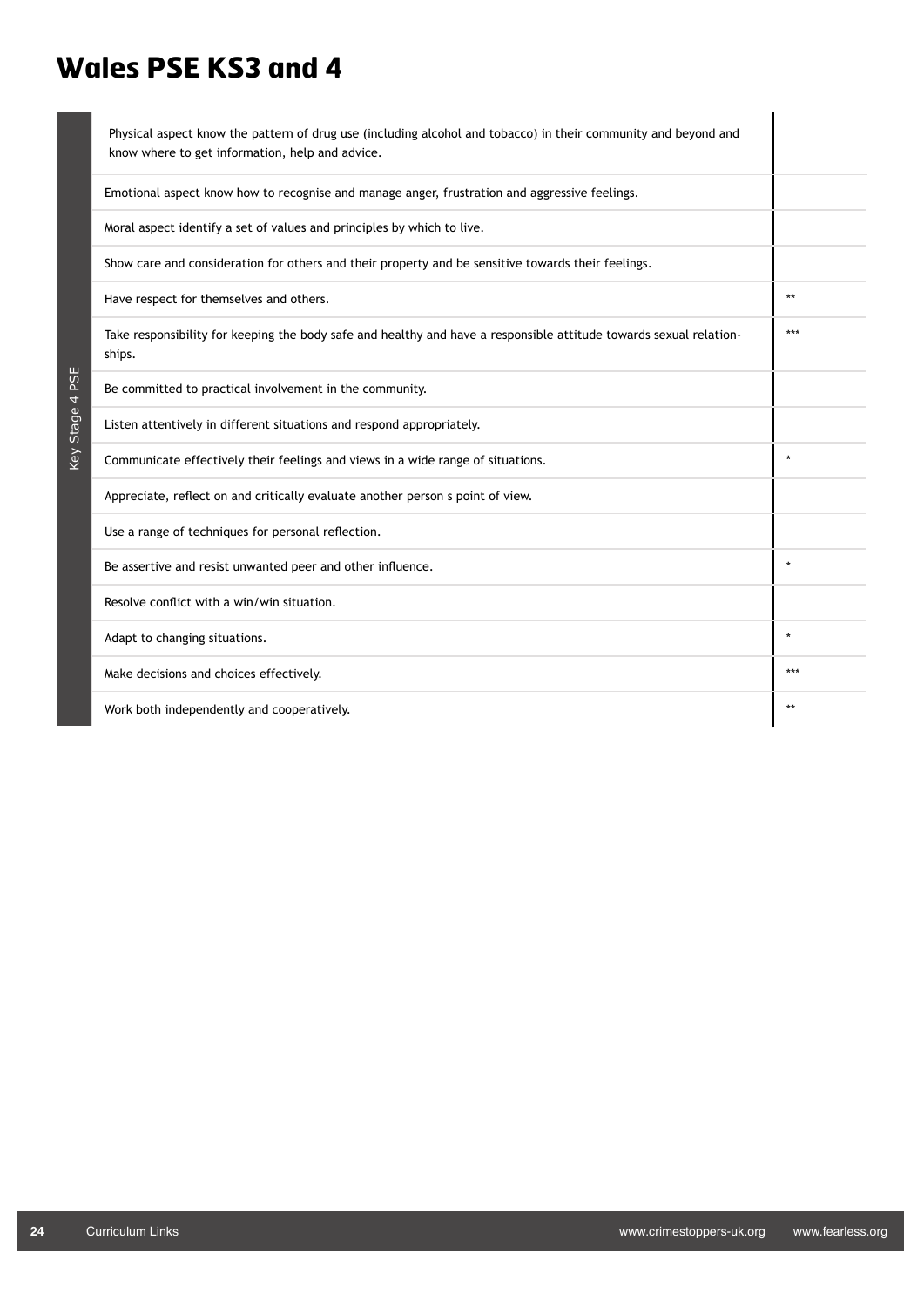# Wales PSE KS3 and 4

| Key Stage 4 PSE | | |
|---|---|---|
| | Physical aspect know the pattern of drug use (including alcohol and tobacco) in their community and beyond and know where to get information, help and advice. | |
| | Emotional aspect know how to recognise and manage anger, frustration and aggressive feelings. | |
| | Moral aspect identify a set of values and principles by which to live. | |
| | Show care and consideration for others and their property and be sensitive towards their feelings. | |
| | Have respect for themselves and others. | ** |
| | Take responsibility for keeping the body safe and healthy and have a responsible attitude towards sexual relationships. | *** |
| | Be committed to practical involvement in the community. | |
| | Listen attentively in different situations and respond appropriately. | |
| | Communicate effectively their feelings and views in a wide range of situations. | * |
| | Appreciate, reflect on and critically evaluate another person s point of view. | |
| | Use a range of techniques for personal reflection. | |
| | Be assertive and resist unwanted peer and other influence. | * |
| | Resolve conflict with a win/win situation. | |
| | Adapt to changing situations. | * |
| | Make decisions and choices effectively. | *** |
| | Work both independently and cooperatively. | ** |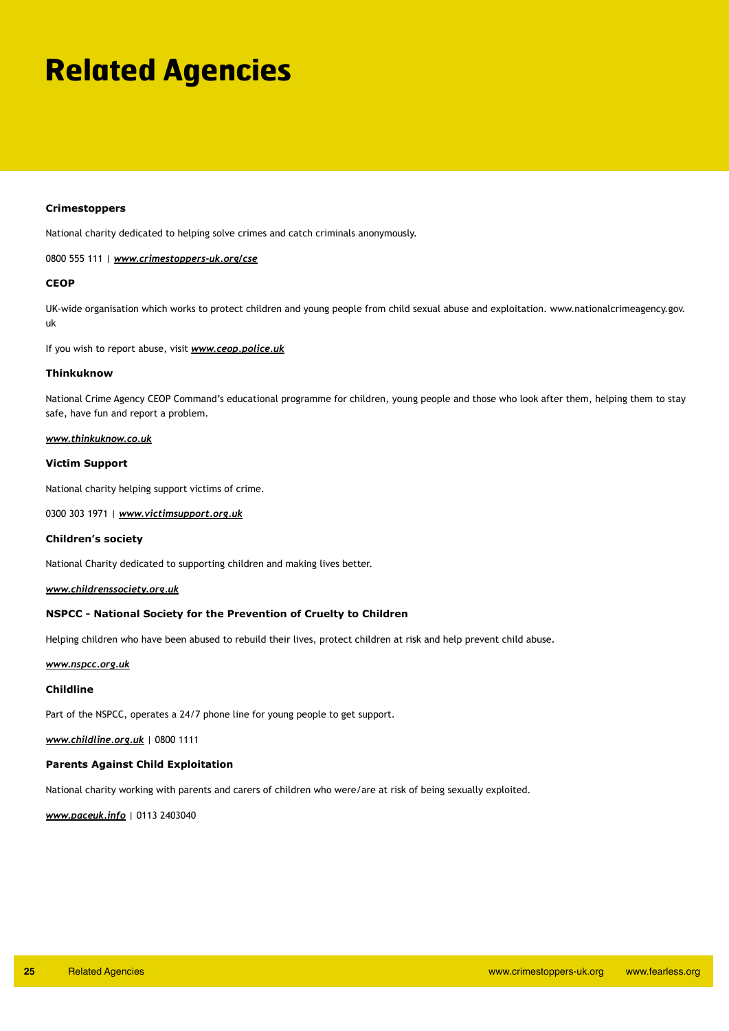# Related Agencies

**Crimestoppers**

National charity dedicated to helping solve crimes and catch criminals anonymously.

0800 555 111 | ***www.crimestoppers-uk.org/cse***

**CEOP**

UK-wide organisation which works to protect children and young people from child sexual abuse and exploitation. www.nationalcrimeagency.gov.uk

If you wish to report abuse, visit ***www.ceop.police.uk***

**Thinkuknow**

National Crime Agency CEOP Command's educational programme for children, young people and those who look after them, helping them to stay safe, have fun and report a problem.

***www.thinkuknow.co.uk***

**Victim Support**

National charity helping support victims of crime.

0300 303 1971 | ***www.victimsupport.org.uk***

**Children's society**

National Charity dedicated to supporting children and making lives better.

***www.childrenssociety.org.uk***

**NSPCC - National Society for the Prevention of Cruelty to Children**

Helping children who have been abused to rebuild their lives, protect children at risk and help prevent child abuse.

***www.nspcc.org.uk***

**Childline**

Part of the NSPCC, operates a 24/7 phone line for young people to get support.

***www.childline.org.uk*** | 0800 1111

**Parents Against Child Exploitation**

National charity working with parents and carers of children who were/are at risk of being sexually exploited.

***www.paceuk.info*** | 0113 2403040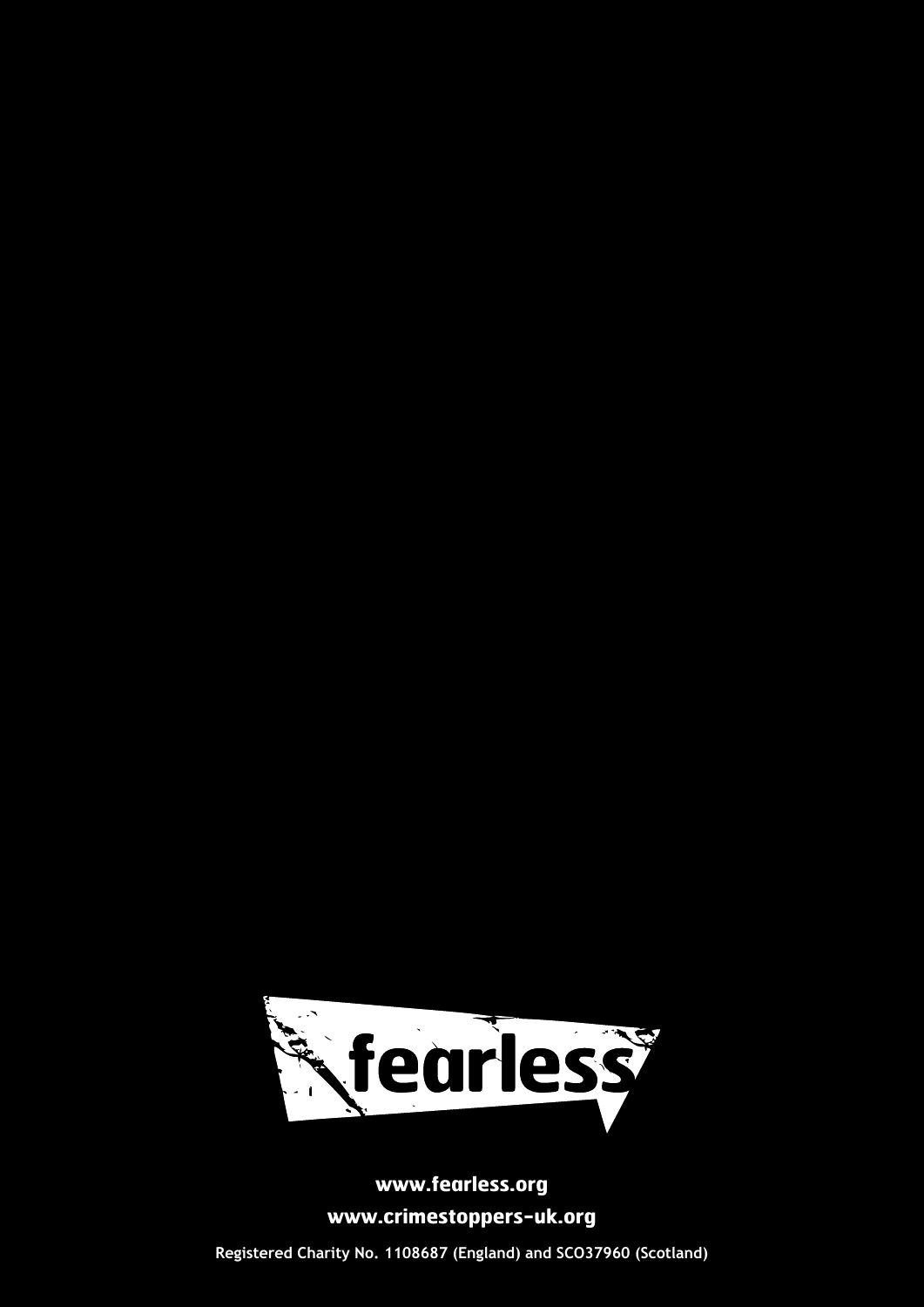fearless

www.fearless.org

www.crimestoppers-uk.org

Registered Charity No. 1108687 (England) and SCO37960 (Scotland)